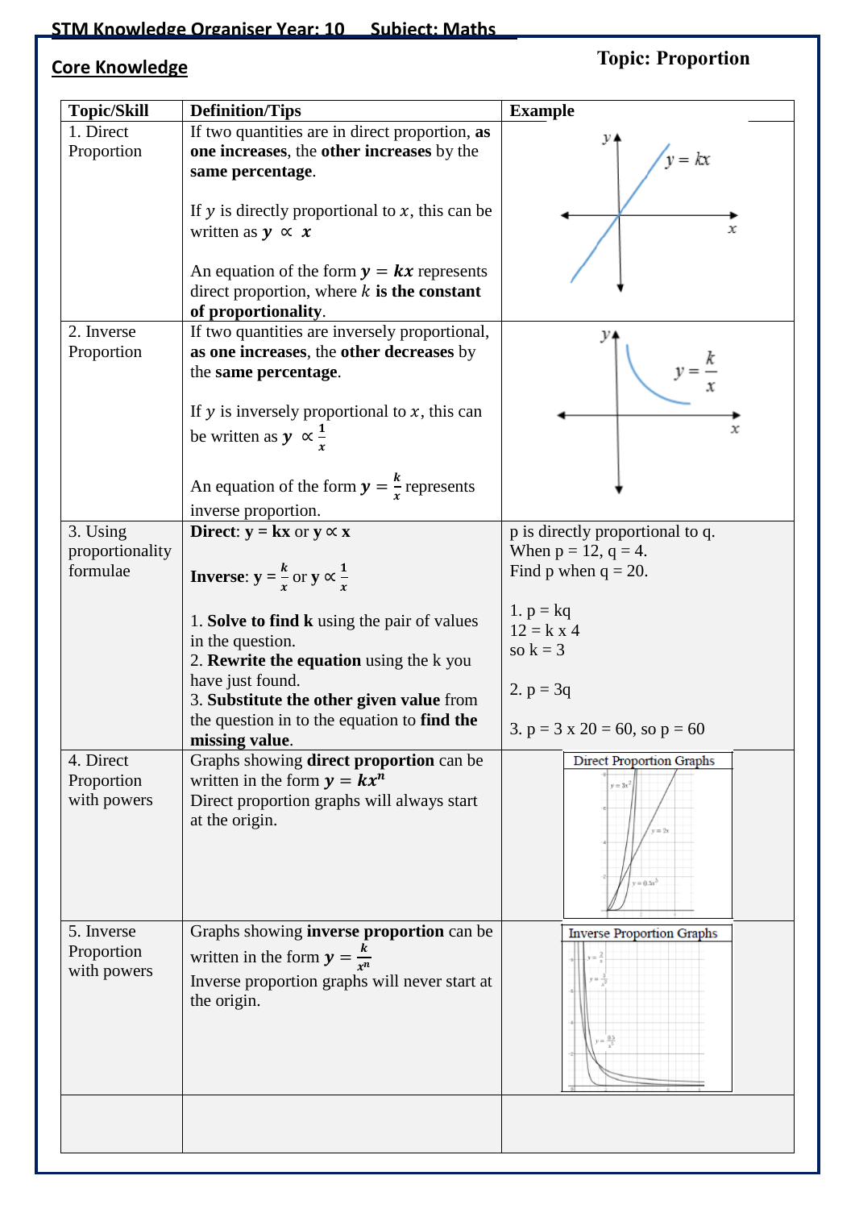**STM Knowledge Organiser Year: 10 Subject: Maths**

## Core Knowledge

**Topic: Proportion**

| Topic/Skill | Definition/Tips | Example |
|---|---|---|
| 1. Direct Proportion | If two quantities are in direct proportion, **as one increases**, the **other increases** by the **same percentage**.<br><br>If $y$ is directly proportional to $x$, this can be written as $\boldsymbol{y \propto x}$<br><br>An equation of the form $\boldsymbol{y = kx}$ represents direct proportion, where $k$ **is the constant of proportionality**. | $y = kx$ |
| 2. Inverse Proportion | If two quantities are inversely proportional, **as one increases**, the **other decreases** by the **same percentage**.<br><br>If $y$ is inversely proportional to $x$, this can be written as $\boldsymbol{y \propto \frac{1}{x}}$<br><br>An equation of the form $\boldsymbol{y = \frac{k}{x}}$ represents inverse proportion. | $y = \frac{k}{x}$ |
| 3. Using proportionality formulae | **Direct**: **$y = kx$ or $y \propto x$**<br><br>**Inverse**: **$y = \frac{k}{x}$ or $y \propto \frac{1}{x}$**<br><br>1. **Solve to find k** using the pair of values in the question.<br>2. **Rewrite the equation** using the k you have just found.<br>3. **Substitute the other given value** from the question in to the equation to **find the missing value**. | p is directly proportional to q.<br>When p = 12, q = 4.<br>Find p when q = 20.<br><br>1. p = kq<br>12 = k x 4<br>so k = 3<br><br>2. p = 3q<br><br>3. p = 3 x 20 = 60, so p = 60 |
| 4. Direct Proportion with powers | Graphs showing **direct proportion** can be written in the form $\boldsymbol{y = kx^n}$<br>Direct proportion graphs will always start at the origin. | Direct Proportion Graphs<br>$y = 3x^2$, $y = 2x$, $y = 0.5x^3$ |
| 5. Inverse Proportion with powers | Graphs showing **inverse proportion** can be written in the form $\boldsymbol{y = \frac{k}{x^n}}$<br>Inverse proportion graphs will never start at the origin. | Inverse Proportion Graphs<br>$y = \frac{2}{x}$, $y = \frac{3}{x^2}$, $y = \frac{0.5}{x^3}$ |
| | | |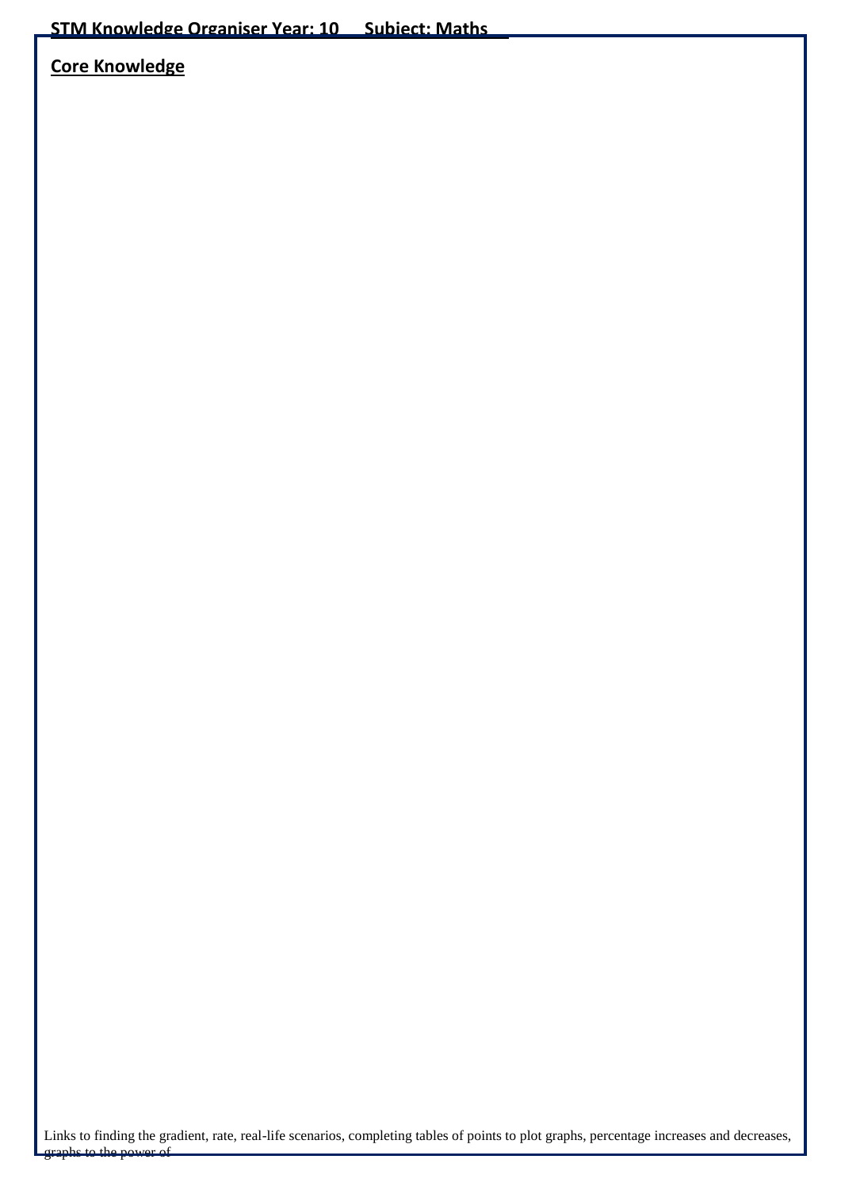STM Knowledge Organiser Year: 10 Subject: Maths

## Core Knowledge

Links to finding the gradient, rate, real-life scenarios, completing tables of points to plot graphs, percentage increases and decreases, graphs to the power of